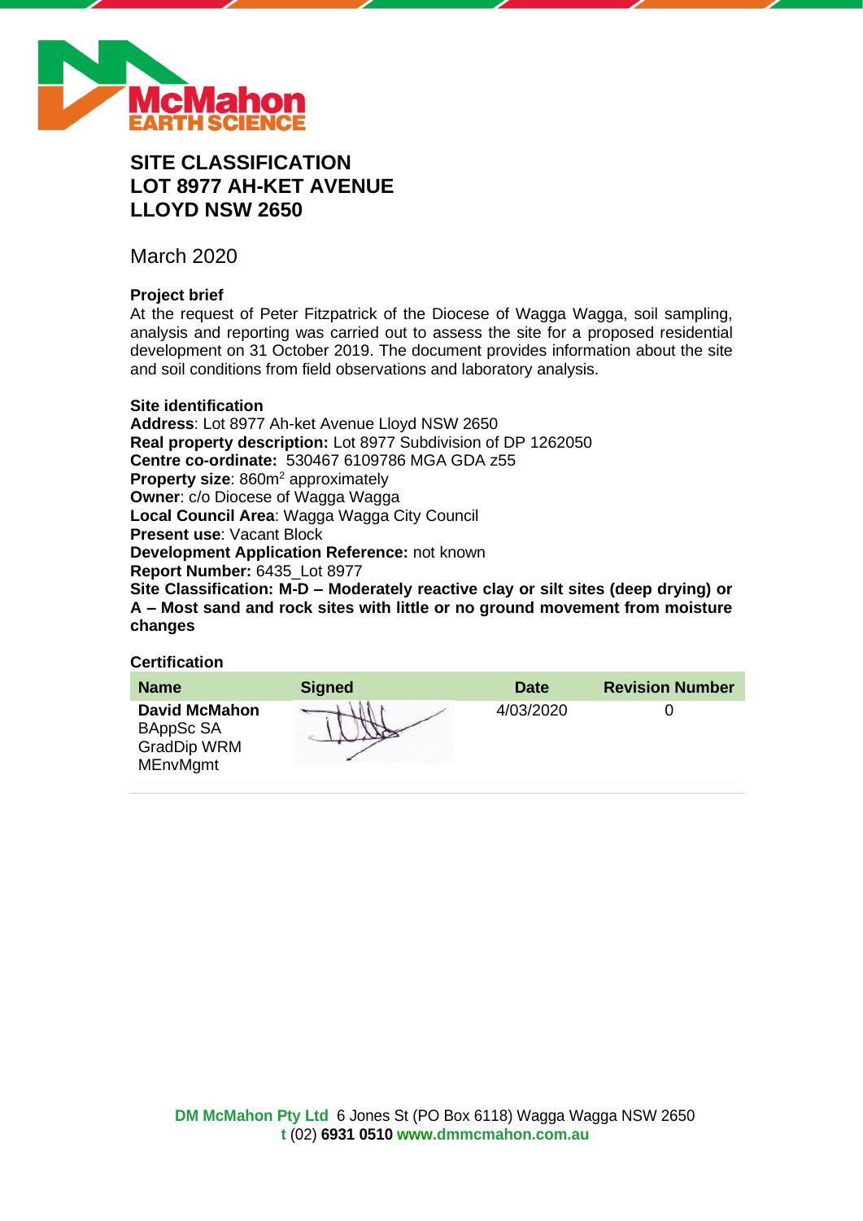# SITE CLASSIFICATION
# LOT 8977 AH-KET AVENUE
# LLOYD NSW 2650

March 2020

**Project brief**

At the request of Peter Fitzpatrick of the Diocese of Wagga Wagga, soil sampling, analysis and reporting was carried out to assess the site for a proposed residential development on 31 October 2019. The document provides information about the site and soil conditions from field observations and laboratory analysis.

**Site identification**

**Address**: Lot 8977 Ah-ket Avenue Lloyd NSW 2650
**Real property description:** Lot 8977 Subdivision of DP 1262050
**Centre co-ordinate:** 530467 6109786 MGA GDA z55
**Property size**: 860m$^2$ approximately
**Owner**: c/o Diocese of Wagga Wagga
**Local Council Area**: Wagga Wagga City Council
**Present use**: Vacant Block
**Development Application Reference:** not known
**Report Number:** 6435_Lot 8977
**Site Classification: M-D – Moderately reactive clay or silt sites (deep drying) or A – Most sand and rock sites with little or no ground movement from moisture changes**

**Certification**

| Name | Signed | Date | Revision Number |
|---|---|---|---|
| **David McMahon** BAppSc SA GradDip WRM MEnvMgmt | | 4/03/2020 | 0 |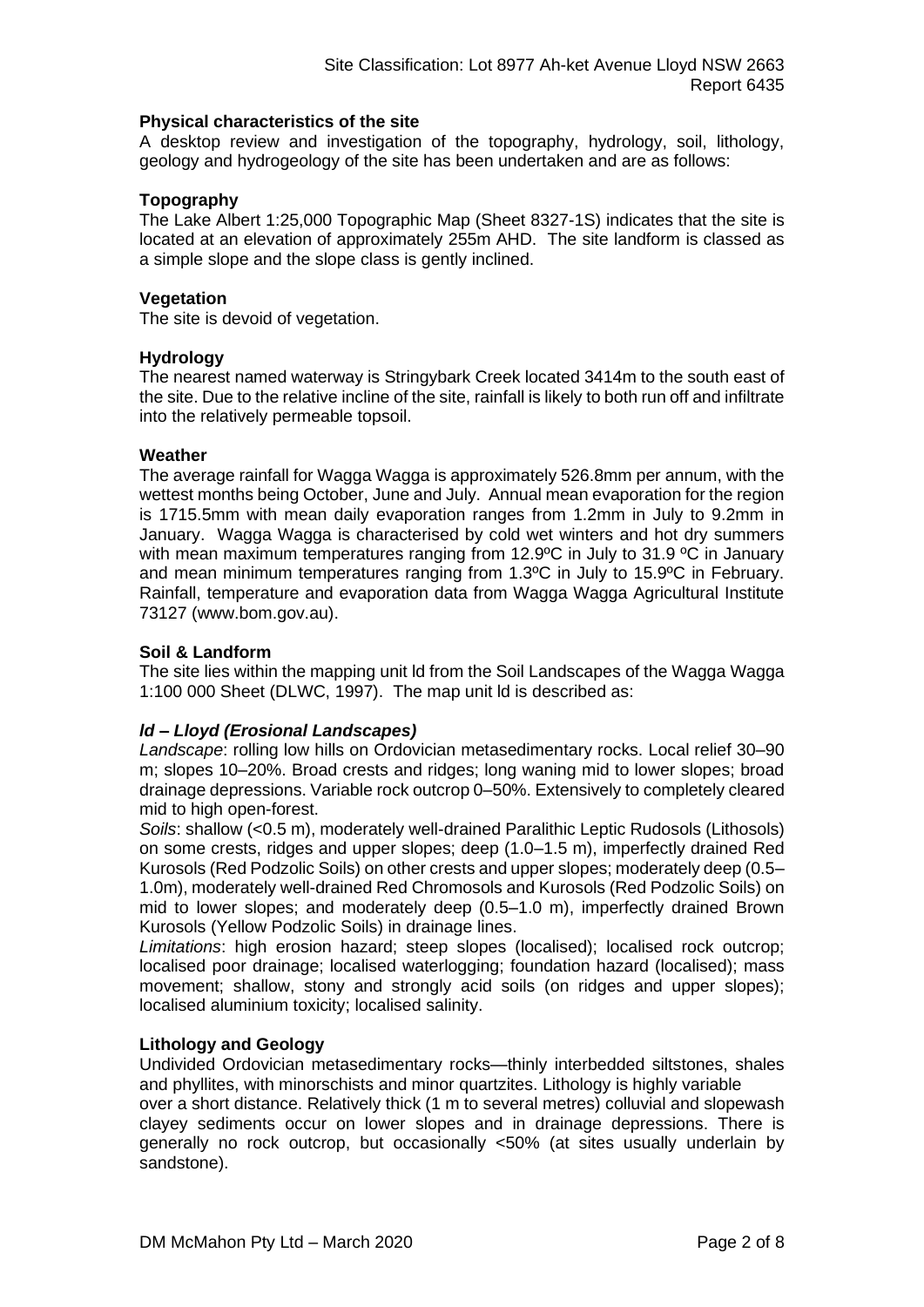### Physical characteristics of the site

A desktop review and investigation of the topography, hydrology, soil, lithology, geology and hydrogeology of the site has been undertaken and are as follows:

### Topography

The Lake Albert 1:25,000 Topographic Map (Sheet 8327-1S) indicates that the site is located at an elevation of approximately 255m AHD. The site landform is classed as a simple slope and the slope class is gently inclined.

### Vegetation

The site is devoid of vegetation.

### Hydrology

The nearest named waterway is Stringybark Creek located 3414m to the south east of the site. Due to the relative incline of the site, rainfall is likely to both run off and infiltrate into the relatively permeable topsoil.

### Weather

The average rainfall for Wagga Wagga is approximately 526.8mm per annum, with the wettest months being October, June and July. Annual mean evaporation for the region is 1715.5mm with mean daily evaporation ranges from 1.2mm in July to 9.2mm in January. Wagga Wagga is characterised by cold wet winters and hot dry summers with mean maximum temperatures ranging from 12.9ºC in July to 31.9 ºC in January and mean minimum temperatures ranging from 1.3ºC in July to 15.9ºC in February. Rainfall, temperature and evaporation data from Wagga Wagga Agricultural Institute 73127 (www.bom.gov.au).

### Soil & Landform

The site lies within the mapping unit ld from the Soil Landscapes of the Wagga Wagga 1:100 000 Sheet (DLWC, 1997). The map unit ld is described as:

***ld – Lloyd (Erosional Landscapes)***

*Landscape*: rolling low hills on Ordovician metasedimentary rocks. Local relief 30–90 m; slopes 10–20%. Broad crests and ridges; long waning mid to lower slopes; broad drainage depressions. Variable rock outcrop 0–50%. Extensively to completely cleared mid to high open-forest.

*Soils*: shallow (<0.5 m), moderately well-drained Paralithic Leptic Rudosols (Lithosols) on some crests, ridges and upper slopes; deep (1.0–1.5 m), imperfectly drained Red Kurosols (Red Podzolic Soils) on other crests and upper slopes; moderately deep (0.5–1.0m), moderately well-drained Red Chromosols and Kurosols (Red Podzolic Soils) on mid to lower slopes; and moderately deep (0.5–1.0 m), imperfectly drained Brown Kurosols (Yellow Podzolic Soils) in drainage lines.

*Limitations*: high erosion hazard; steep slopes (localised); localised rock outcrop; localised poor drainage; localised waterlogging; foundation hazard (localised); mass movement; shallow, stony and strongly acid soils (on ridges and upper slopes); localised aluminium toxicity; localised salinity.

### Lithology and Geology

Undivided Ordovician metasedimentary rocks—thinly interbedded siltstones, shales and phyllites, with minorschists and minor quartzites. Lithology is highly variable over a short distance. Relatively thick (1 m to several metres) colluvial and slopewash clayey sediments occur on lower slopes and in drainage depressions. There is generally no rock outcrop, but occasionally <50% (at sites usually underlain by sandstone).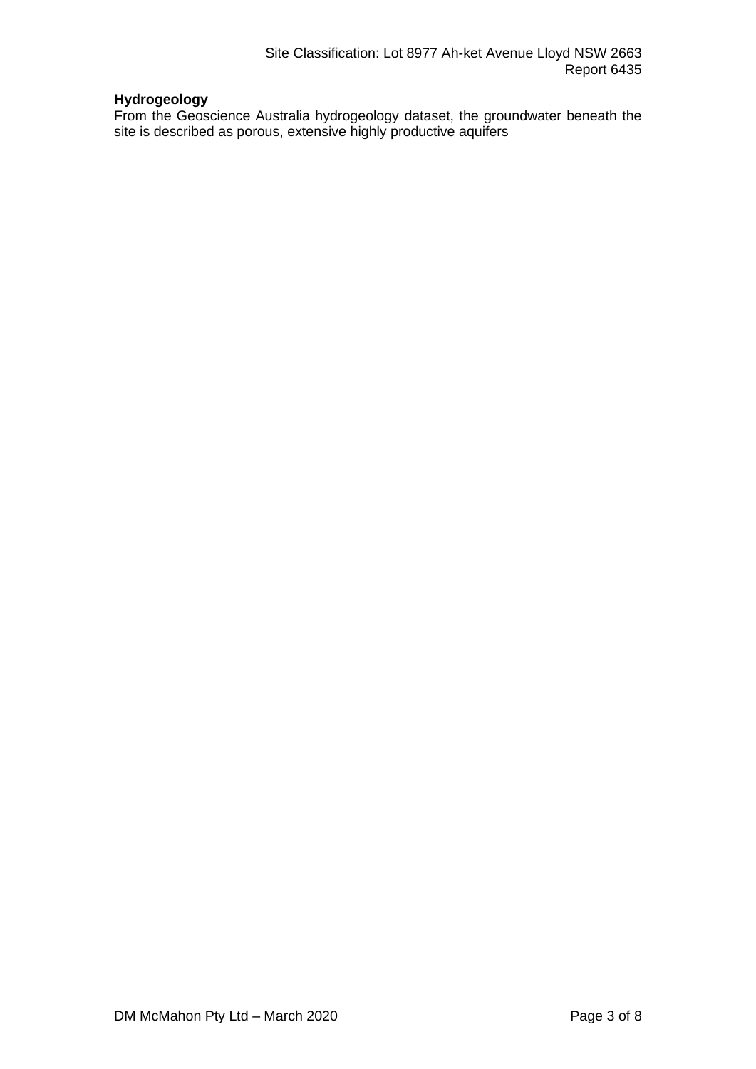**Hydrogeology**

From the Geoscience Australia hydrogeology dataset, the groundwater beneath the site is described as porous, extensive highly productive aquifers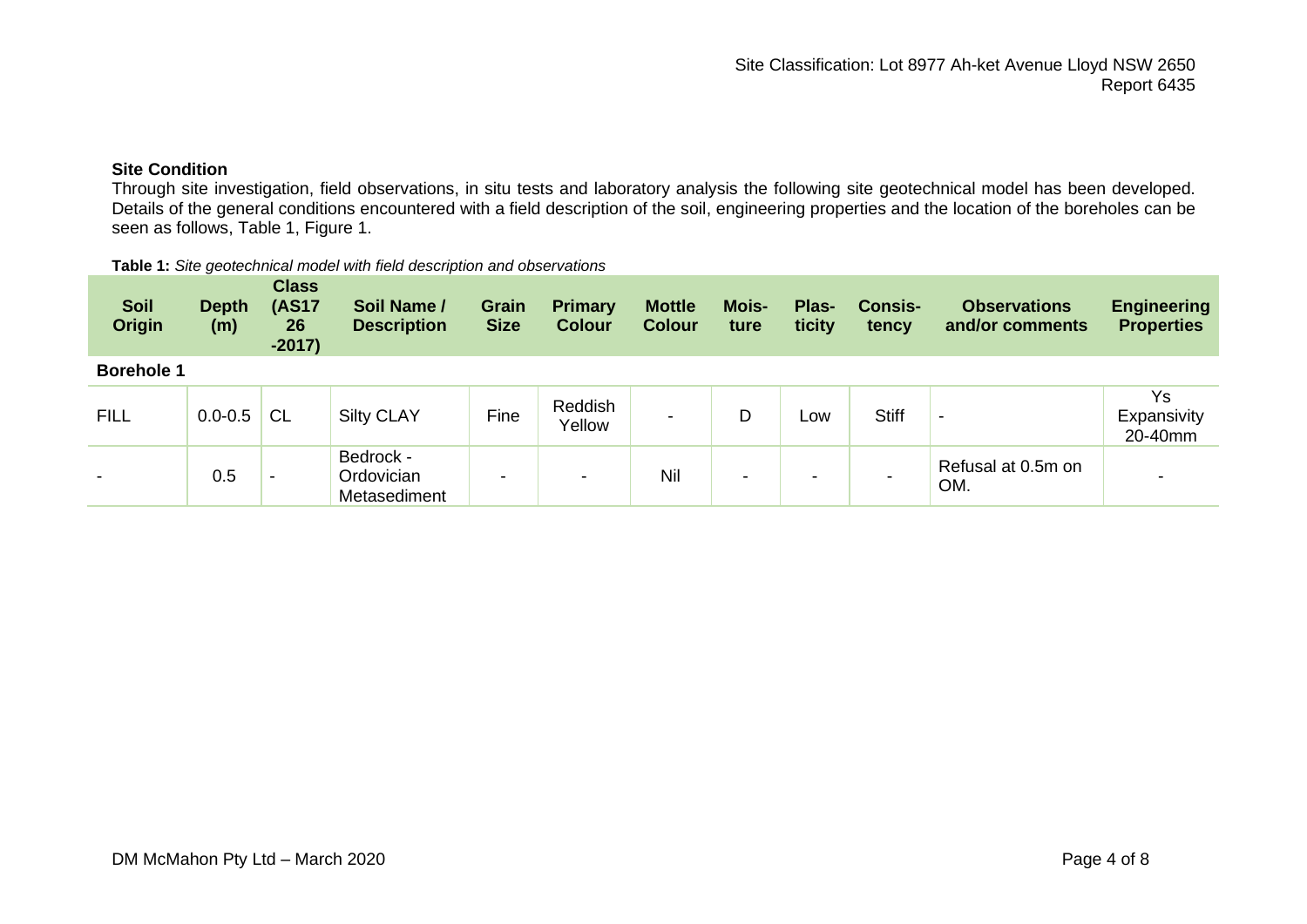### Site Condition

Through site investigation, field observations, in situ tests and laboratory analysis the following site geotechnical model has been developed. Details of the general conditions encountered with a field description of the soil, engineering properties and the location of the boreholes can be seen as follows, Table 1, Figure 1.

**Table 1:** *Site geotechnical model with field description and observations*

| Soil Origin | Depth (m) | Class (AS1726-2017) | Soil Name / Description | Grain Size | Primary Colour | Mottle Colour | Moisture | Plasticity | Consistency | Observations and/or comments | Engineering Properties |
|---|---|---|---|---|---|---|---|---|---|---|---|
| **Borehole 1** | | | | | | | | | | | |
| FILL | 0.0-0.5 | CL | Silty CLAY | Fine | Reddish Yellow | - | D | Low | Stiff | - | Ys Expansivity 20-40mm |
| - | 0.5 | - | Bedrock - Ordovician Metasediment | - | - | Nil | - | - | - | Refusal at 0.5m on OM. | - |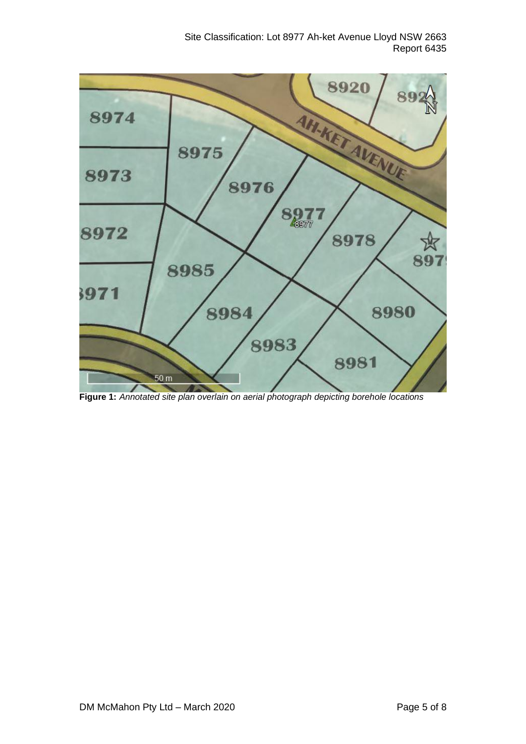**Figure 1:** *Annotated site plan overlain on aerial photograph depicting borehole locations*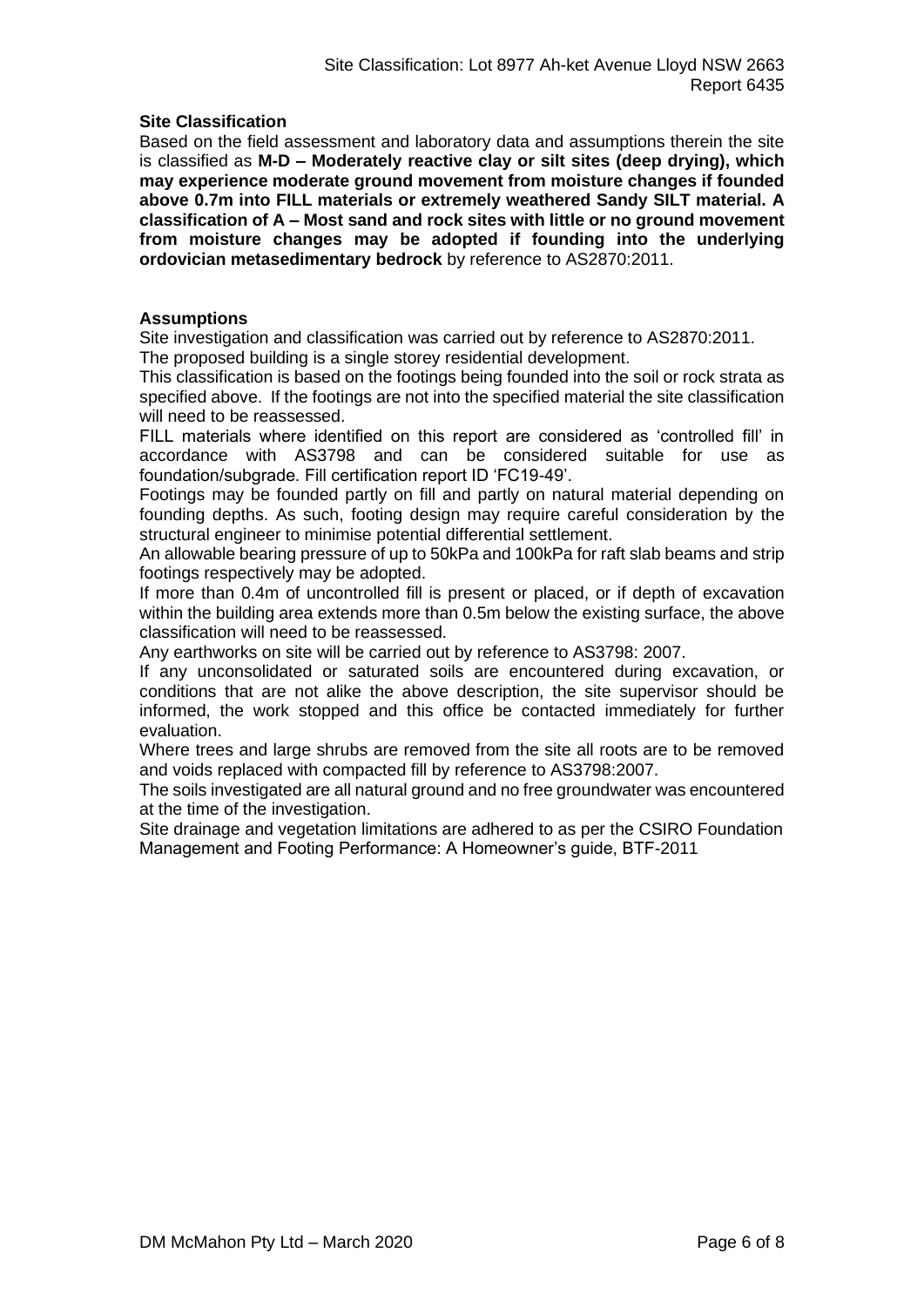**Site Classification**

Based on the field assessment and laboratory data and assumptions therein the site is classified as **M-D – Moderately reactive clay or silt sites (deep drying), which may experience moderate ground movement from moisture changes if founded above 0.7m into FILL materials or extremely weathered Sandy SILT material. A classification of A – Most sand and rock sites with little or no ground movement from moisture changes may be adopted if founding into the underlying ordovician metasedimentary bedrock** by reference to AS2870:2011.

**Assumptions**

Site investigation and classification was carried out by reference to AS2870:2011.

The proposed building is a single storey residential development.

This classification is based on the footings being founded into the soil or rock strata as specified above. If the footings are not into the specified material the site classification will need to be reassessed.

FILL materials where identified on this report are considered as 'controlled fill' in accordance with AS3798 and can be considered suitable for use as foundation/subgrade. Fill certification report ID 'FC19-49'.

Footings may be founded partly on fill and partly on natural material depending on founding depths. As such, footing design may require careful consideration by the structural engineer to minimise potential differential settlement.

An allowable bearing pressure of up to 50kPa and 100kPa for raft slab beams and strip footings respectively may be adopted.

If more than 0.4m of uncontrolled fill is present or placed, or if depth of excavation within the building area extends more than 0.5m below the existing surface, the above classification will need to be reassessed.

Any earthworks on site will be carried out by reference to AS3798: 2007.

If any unconsolidated or saturated soils are encountered during excavation, or conditions that are not alike the above description, the site supervisor should be informed, the work stopped and this office be contacted immediately for further evaluation.

Where trees and large shrubs are removed from the site all roots are to be removed and voids replaced with compacted fill by reference to AS3798:2007.

The soils investigated are all natural ground and no free groundwater was encountered at the time of the investigation.

Site drainage and vegetation limitations are adhered to as per the CSIRO Foundation Management and Footing Performance: A Homeowner's guide, BTF-2011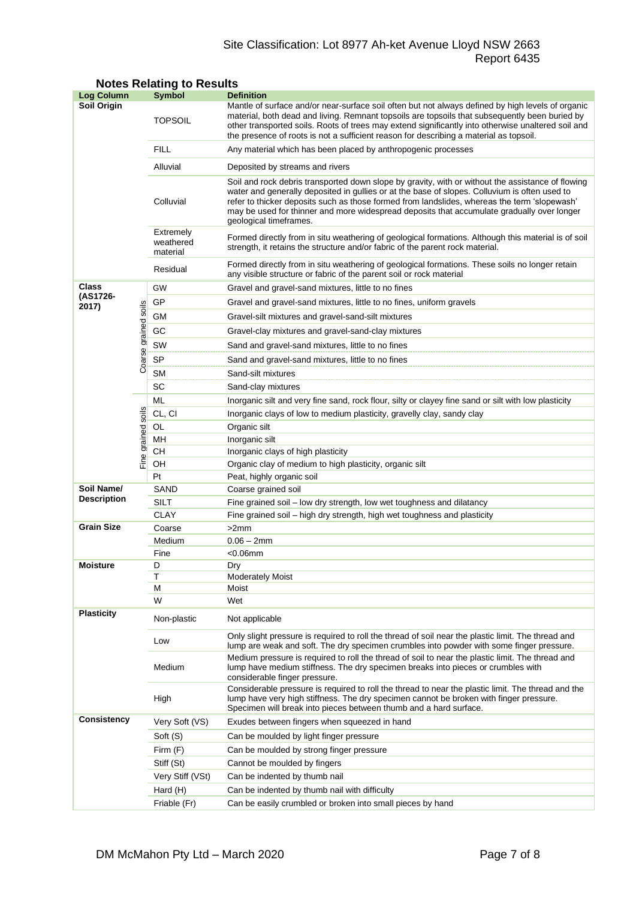## Notes Relating to Results

| Log Column | | Symbol | Definition |
|---|---|---|---|
| **Soil Origin** | | TOPSOIL | Mantle of surface and/or near-surface soil often but not always defined by high levels of organic material, both dead and living. Remnant topsoils are topsoils that subsequently been buried by other transported soils. Roots of trees may extend significantly into otherwise unaltered soil and the presence of roots is not a sufficient reason for describing a material as topsoil. |
| | | FILL | Any material which has been placed by anthropogenic processes |
| | | Alluvial | Deposited by streams and rivers |
| | | Colluvial | Soil and rock debris transported down slope by gravity, with or without the assistance of flowing water and generally deposited in gullies or at the base of slopes. Colluvium is often used to refer to thicker deposits such as those formed from landslides, whereas the term 'slopewash' may be used for thinner and more widespread deposits that accumulate gradually over longer geological timeframes. |
| | | Extremely weathered material | Formed directly from in situ weathering of geological formations. Although this material is of soil strength, it retains the structure and/or fabric of the parent rock material. |
| | | Residual | Formed directly from in situ weathering of geological formations. These soils no longer retain any visible structure or fabric of the parent soil or rock material |
| **Class (AS1726-2017)** | Coarse grained soils | GW | Gravel and gravel-sand mixtures, little to no fines |
| | | GP | Gravel and gravel-sand mixtures, little to no fines, uniform gravels |
| | | GM | Gravel-silt mixtures and gravel-sand-silt mixtures |
| | | GC | Gravel-clay mixtures and gravel-sand-clay mixtures |
| | | SW | Sand and gravel-sand mixtures, little to no fines |
| | | SP | Sand and gravel-sand mixtures, little to no fines |
| | | SM | Sand-silt mixtures |
| | | SC | Sand-clay mixtures |
| | Fine grained soils | ML | Inorganic silt and very fine sand, rock flour, silty or clayey fine sand or silt with low plasticity |
| | | CL, CI | Inorganic clays of low to medium plasticity, gravelly clay, sandy clay |
| | | OL | Organic silt |
| | | MH | Inorganic silt |
| | | CH | Inorganic clays of high plasticity |
| | | OH | Organic clay of medium to high plasticity, organic silt |
| | | Pt | Peat, highly organic soil |
| **Soil Name/ Description** | | SAND | Coarse grained soil |
| | | SILT | Fine grained soil – low dry strength, low wet toughness and dilatancy |
| | | CLAY | Fine grained soil – high dry strength, high wet toughness and plasticity |
| **Grain Size** | | Coarse | >2mm |
| | | Medium | 0.06 – 2mm |
| | | Fine | <0.06mm |
| **Moisture** | | D | Dry |
| | | T | Moderately Moist |
| | | M | Moist |
| | | W | Wet |
| **Plasticity** | | Non-plastic | Not applicable |
| | | Low | Only slight pressure is required to roll the thread of soil near the plastic limit. The thread and lump are weak and soft. The dry specimen crumbles into powder with some finger pressure. |
| | | Medium | Medium pressure is required to roll the thread of soil to near the plastic limit. The thread and lump have medium stiffness. The dry specimen breaks into pieces or crumbles with considerable finger pressure. |
| | | High | Considerable pressure is required to roll the thread to near the plastic limit. The thread and the lump have very high stiffness. The dry specimen cannot be broken with finger pressure. Specimen will break into pieces between thumb and a hard surface. |
| **Consistency** | | Very Soft (VS) | Exudes between fingers when squeezed in hand |
| | | Soft (S) | Can be moulded by light finger pressure |
| | | Firm (F) | Can be moulded by strong finger pressure |
| | | Stiff (St) | Cannot be moulded by fingers |
| | | Very Stiff (VSt) | Can be indented by thumb nail |
| | | Hard (H) | Can be indented by thumb nail with difficulty |
| | | Friable (Fr) | Can be easily crumbled or broken into small pieces by hand |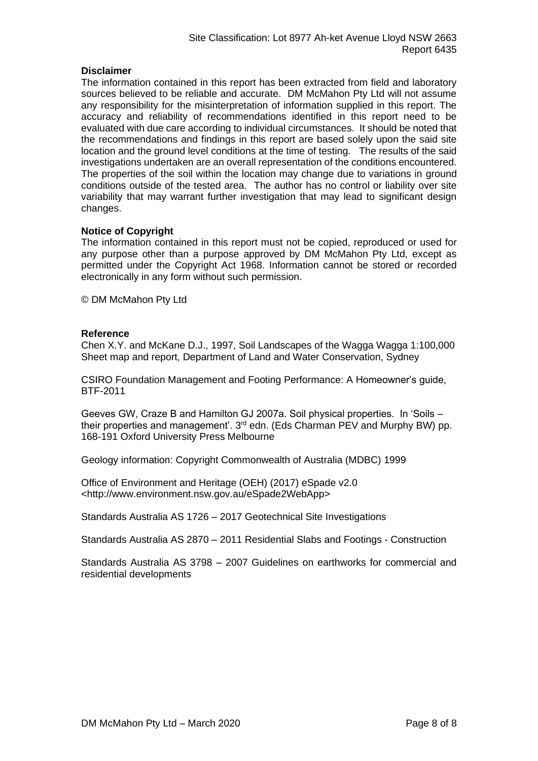**Disclaimer**

The information contained in this report has been extracted from field and laboratory sources believed to be reliable and accurate. DM McMahon Pty Ltd will not assume any responsibility for the misinterpretation of information supplied in this report. The accuracy and reliability of recommendations identified in this report need to be evaluated with due care according to individual circumstances. It should be noted that the recommendations and findings in this report are based solely upon the said site location and the ground level conditions at the time of testing. The results of the said investigations undertaken are an overall representation of the conditions encountered. The properties of the soil within the location may change due to variations in ground conditions outside of the tested area. The author has no control or liability over site variability that may warrant further investigation that may lead to significant design changes.

**Notice of Copyright**

The information contained in this report must not be copied, reproduced or used for any purpose other than a purpose approved by DM McMahon Pty Ltd, except as permitted under the Copyright Act 1968. Information cannot be stored or recorded electronically in any form without such permission.

© DM McMahon Pty Ltd

**Reference**

Chen X.Y. and McKane D.J., 1997, Soil Landscapes of the Wagga Wagga 1:100,000 Sheet map and report, Department of Land and Water Conservation, Sydney

CSIRO Foundation Management and Footing Performance: A Homeowner's guide, BTF-2011

Geeves GW, Craze B and Hamilton GJ 2007a. Soil physical properties. In 'Soils – their properties and management'. 3rd edn. (Eds Charman PEV and Murphy BW) pp. 168-191 Oxford University Press Melbourne

Geology information: Copyright Commonwealth of Australia (MDBC) 1999

Office of Environment and Heritage (OEH) (2017) eSpade v2.0 <http://www.environment.nsw.gov.au/eSpade2WebApp>

Standards Australia AS 1726 – 2017 Geotechnical Site Investigations

Standards Australia AS 2870 – 2011 Residential Slabs and Footings - Construction

Standards Australia AS 3798 – 2007 Guidelines on earthworks for commercial and residential developments